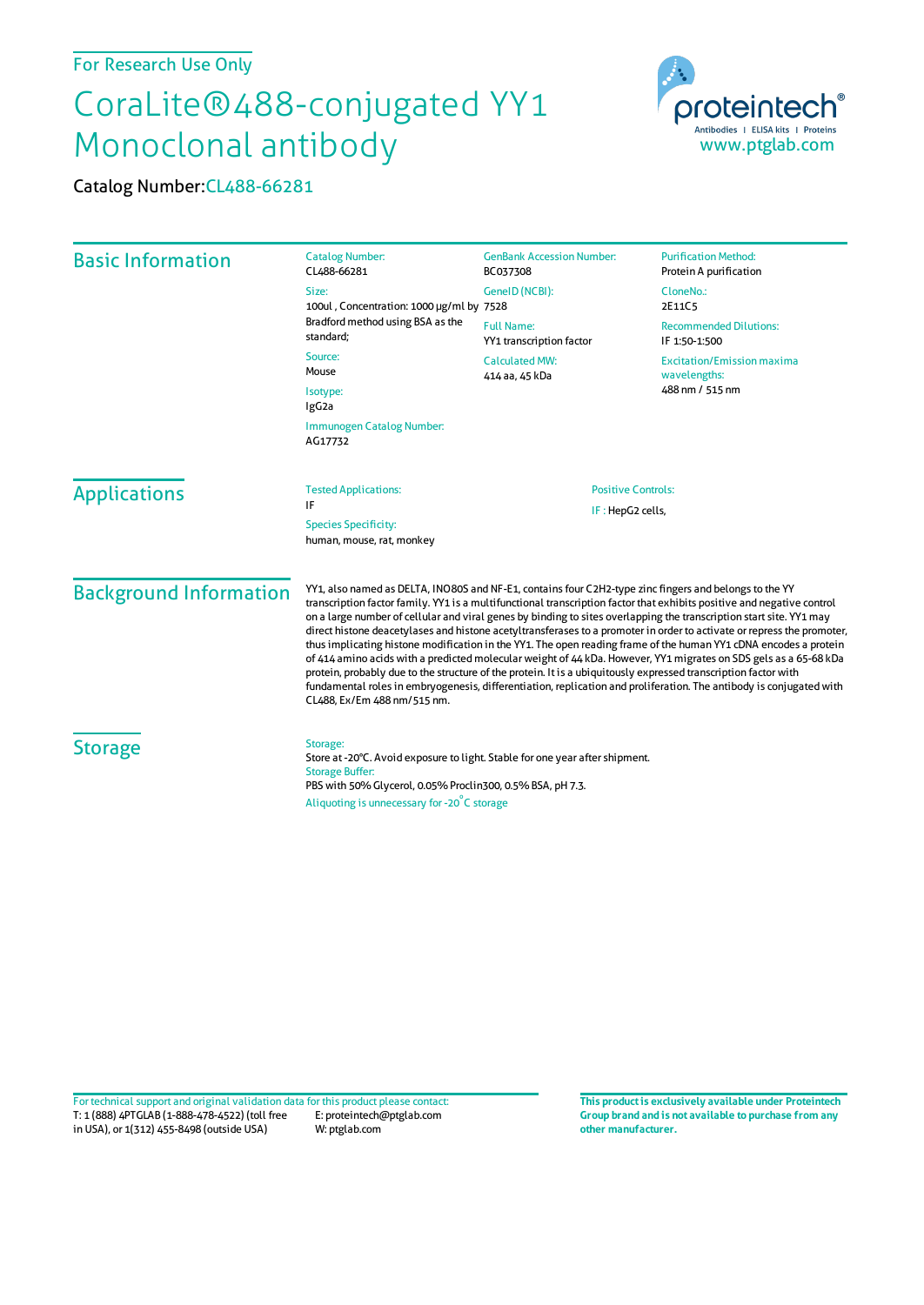For Research Use Only

# CoraLite®488-conjugated YY1 Monoclonal antibody

Catalog Number: CL488-66281

proteintech® Antibodies | ELISA kits | Proteins www.ptglab.com

## Basic Information

Catalog Number:
CL488-66281

Size:
100ul , Concentration: 1000 μg/ml by Bradford method using BSA as the standard;

Source:
Mouse

Isotype:
IgG2a

Immunogen Catalog Number:
AG17732

GenBank Accession Number:
BC037308

GeneID (NCBI):
7528

Full Name:
YY1 transcription factor

Calculated MW:
414 aa, 45 kDa

Purification Method:
Protein A purification

CloneNo.:
2E11C5

Recommended Dilutions:
IF 1:50-1:500

Excitation/Emission maxima wavelengths:
488 nm / 515 nm

## Applications

Tested Applications:
IF

Species Specificity:
human, mouse, rat, monkey

Positive Controls:
IF : HepG2 cells,

## Background Information

YY1, also named as DELTA, INO80S and NF-E1, contains four C2H2-type zinc fingers and belongs to the YY transcription factor family. YY1 is a multifunctional transcription factor that exhibits positive and negative control on a large number of cellular and viral genes by binding to sites overlapping the transcription start site. YY1 may direct histone deacetylases and histone acetyltransferases to a promoter in order to activate or repress the promoter, thus implicating histone modification in the YY1. The open reading frame of the human YY1 cDNA encodes a protein of 414 amino acids with a predicted molecular weight of 44 kDa. However, YY1 migrates on SDS gels as a 65-68 kDa protein, probably due to the structure of the protein. It is a ubiquitously expressed transcription factor with fundamental roles in embryogenesis, differentiation, replication and proliferation. The antibody is conjugated with CL488, Ex/Em 488 nm/515 nm.

## Storage

Storage:
Store at -20°C. Avoid exposure to light. Stable for one year after shipment.

Storage Buffer:
PBS with 50% Glycerol, 0.05% Proclin300, 0.5% BSA, pH 7.3.

Aliquoting is unnecessary for -20°C storage

For technical support and original validation data for this product please contact:
T: 1 (888) 4PTGLAB (1-888-478-4522) (toll free in USA), or 1(312) 455-8498 (outside USA)
E: proteintech@ptglab.com
W: ptglab.com

**This product is exclusively available under Proteintech Group brand and is not available to purchase from any other manufacturer.**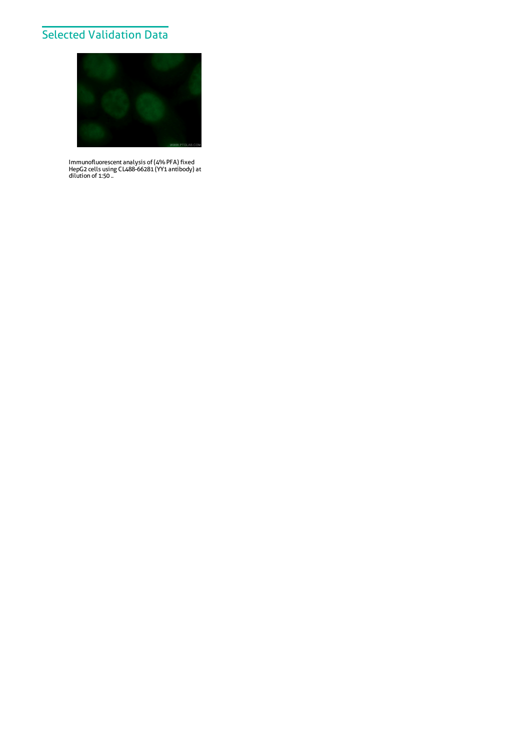## Selected Validation Data

Immunofluorescent analysis of (4% PFA) fixed HepG2 cells using CL488-66281 (YY1 antibody) at dilution of 1:50 ..